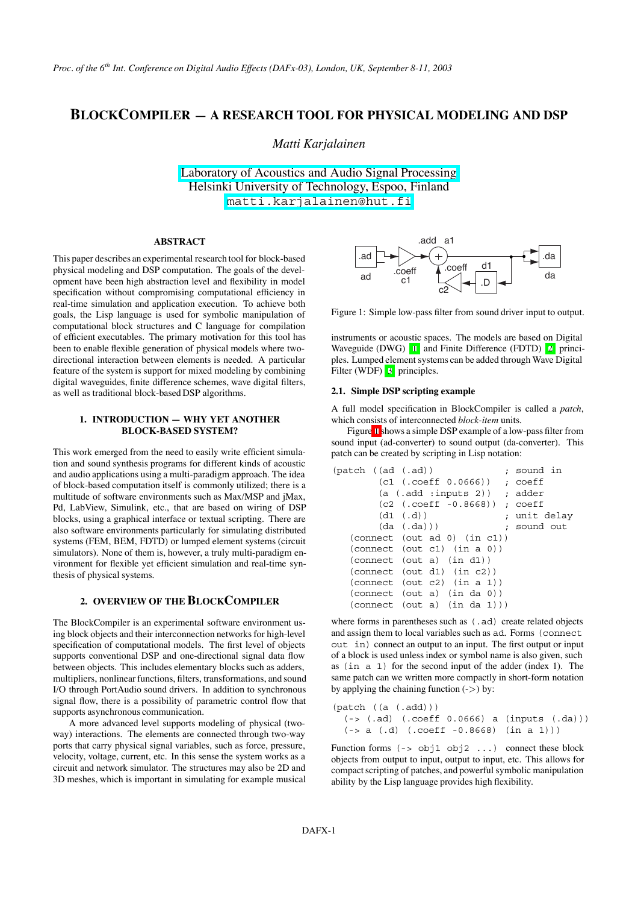# BLOCKCOMPILER — A RESEARCH TOOL FOR PHYSICAL MODELING AND DSP

*Matti Karjalainen*

Laboratory of Acoustics and Audio Signal Processing
Helsinki University of Technology, Espoo, Finland
matti.karjalainen@hut.fi

## ABSTRACT

This paper describes an experimental research tool for block-based physical modeling and DSP computation. The goals of the development have been high abstraction level and flexibility in model specification without compromising computational efficiency in real-time simulation and application execution. To achieve both goals, the Lisp language is used for symbolic manipulation of computational block structures and C language for compilation of efficient executables. The primary motivation for this tool has been to enable flexible generation of physical models where two-directional interaction between elements is needed. A particular feature of the system is support for mixed modeling by combining digital waveguides, finite difference schemes, wave digital filters, as well as traditional block-based DSP algorithms.

## 1. INTRODUCTION — WHY YET ANOTHER BLOCK-BASED SYSTEM?

This work emerged from the need to easily write efficient simulation and sound synthesis programs for different kinds of acoustic and audio applications using a multi-paradigm approach. The idea of block-based computation itself is commonly utilized; there is a multitude of software environments such as Max/MSP and jMax, Pd, LabView, Simulink, etc., that are based on wiring of DSP blocks, using a graphical interface or textual scripting. There are also software environments particularly for simulating distributed systems (FEM, BEM, FDTD) or lumped element systems (circuit simulators). None of them is, however, a truly multi-paradigm environment for flexible yet efficient simulation and real-time synthesis of physical systems.

## 2. OVERVIEW OF THE BLOCKCOMPILER

The BlockCompiler is an experimental software environment using block objects and their interconnection networks for high-level specification of computational models. The first level of objects supports conventional DSP and one-directional signal data flow between objects. This includes elementary blocks such as adders, multipliers, nonlinear functions, filters, transformations, and sound I/O through PortAudio sound drivers. In addition to synchronous signal flow, there is a possibility of parametric control flow that supports asynchronous communication.

A more advanced level supports modeling of physical (two-way) interactions. The elements are connected through two-way ports that carry physical signal variables, such as force, pressure, velocity, voltage, current, etc. In this sense the system works as a circuit and network simulator. The structures may also be 2D and 3D meshes, which is important in simulating for example musical instruments or acoustic spaces. The models are based on Digital Waveguide (DWG) [1] and Finite Difference (FDTD) [2] principles. Lumped element systems can be added through Wave Digital Filter (WDF) [3] principles.

Figure 1: Simple low-pass filter from sound driver input to output.

### 2.1. Simple DSP scripting example

A full model specification in BlockCompiler is called a *patch*, which consists of interconnected *block-item* units.

Figure 1 shows a simple DSP example of a low-pass filter from sound input (ad-converter) to sound output (da-converter). This patch can be created by scripting in Lisp notation:

```
(patch ((ad (.ad))                ; sound in
        (c1 (.coeff 0.0666))      ; coeff
        (a (.add :inputs 2))      ; adder
        (c2 (.coeff -0.8668))     ; coeff
        (d1 (.d))                 ; unit delay
        (da (.da)))               ; sound out
   (connect (out ad 0) (in c1))
   (connect (out c1) (in a 0))
   (connect (out a) (in d1))
   (connect (out d1) (in c2))
   (connect (out c2) (in a 1))
   (connect (out a) (in da 0))
   (connect (out a) (in da 1)))
```

where forms in parentheses such as `(.ad)` create related objects and assign them to local variables such as `ad`. Forms `(connect out in)` connect an output to an input. The first output or input of a block is used unless index or symbol name is also given, such as `(in a 1)` for the second input of the adder (index 1). The same patch can we written more compactly in short-form notation by applying the chaining function (->) by:

```
(patch ((a (.add)))
  (-> (.ad) (.coeff 0.0666) a (inputs (.da)))
  (-> a (.d) (.coeff -0.8668) (in a 1)))
```

Function forms `(-> obj1 obj2 ...)` connect these block objects from output to input, output to input, etc. This allows for compact scripting of patches, and powerful symbolic manipulation ability by the Lisp language provides high flexibility.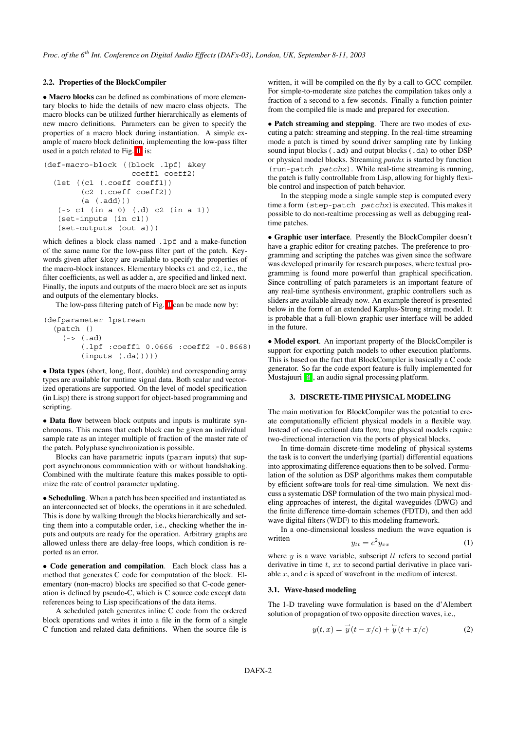### 2.2. Properties of the BlockCompiler

• **Macro blocks** can be defined as combinations of more elementary blocks to hide the details of new macro class objects. The macro blocks can be utilized further hierarchically as elements of new macro definitions. Parameters can be given to specify the properties of a macro block during instantiation. A simple example of macro block definition, implementing the low-pass filter used in a patch related to Fig. 1 is:

```
(def-macro-block ((block .lpf) &key
                   coeff1 coeff2)
  (let ((c1 (.coeff coeff1))
        (c2 (.coeff coeff2))
        (a (.add)))
   (-> c1 (in a 0) (.d) c2 (in a 1))
   (set-inputs (in c1))
   (set-outputs (out a)))
```

which defines a block class named `.lpf` and a make-function of the same name for the low-pass filter part of the patch. Keywords given after `&key` are available to specify the properties of the macro-block instances. Elementary blocks `c1` and `c2`, i.e., the filter coefficients, as well as adder `a`, are specified and linked next. Finally, the inputs and outputs of the macro block are set as inputs and outputs of the elementary blocks.

The low-pass filtering patch of Fig. 1 can be made now by:

```
(defparameter lpstream
  (patch ()
    (-> (.ad)
        (.lpf :coeff1 0.0666 :coeff2 -0.8668)
        (inputs (.da)))))
```

• **Data types** (short, long, float, double) and corresponding array types are available for runtime signal data. Both scalar and vectorized operations are supported. On the level of model specification (in Lisp) there is strong support for object-based programming and scripting.

• **Data flow** between block outputs and inputs is multirate synchronous. This means that each block can be given an individual sample rate as an integer multiple of fraction of the master rate of the patch. Polyphase synchronization is possible.

Blocks can have parametric inputs (`param` inputs) that support asynchronous communication with or without handshaking. Combined with the multirate feature this makes possible to optimize the rate of control parameter updating.

• **Scheduling**. When a patch has been specified and instantiated as an interconnected set of blocks, the operations in it are scheduled. This is done by walking through the blocks hierarchically and setting them into a computable order, i.e., checking whether the inputs and outputs are ready for the operation. Arbitrary graphs are allowed unless there are delay-free loops, which condition is reported as an error.

• **Code generation and compilation**. Each block class has a method that generates C code for computation of the block. Elementary (non-macro) blocks are specified so that C-code generation is defined by pseudo-C, which is C source code except data references being to Lisp specifications of the data items.

A scheduled patch generates inline C code from the ordered block operations and writes it into a file in the form of a single C function and related data definitions. When the source file is written, it will be compiled on the fly by a call to GCC compiler. For simple-to-moderate size patches the compilation takes only a fraction of a second to a few seconds. Finally a function pointer from the compiled file is made and prepared for execution.

• **Patch streaming and stepping**. There are two modes of executing a patch: streaming and stepping. In the real-time streaming mode a patch is timed by sound driver sampling rate by linking sound input blocks (`.ad`) and output blocks (`.da`) to other DSP or physical model blocks. Streaming *patchx* is started by function `(run-patch` *patchx*`)`. While real-time streaming is running, the patch is fully controllable from Lisp, allowing for highly flexible control and inspection of patch behavior.

In the stepping mode a single sample step is computed every time a form `(step-patch` *patchx*`)` is executed. This makes it possible to do non-realtime processing as well as debugging real-time patches.

• **Graphic user interface**. Presently the BlockCompiler doesn't have a graphic editor for creating patches. The preference to programming and scripting the patches was given since the software was developed primarily for research purposes, where textual programming is found more powerful than graphical specification. Since controlling of patch parameters is an important feature of any real-time synthesis environment, graphic controllers such as sliders are available already now. An example thereof is presented below in the form of an extended Karplus-Strong string model. It is probable that a full-blown graphic user interface will be added in the future.

• **Model export**. An important property of the BlockCompiler is support for exporting patch models to other execution platforms. This is based on the fact that BlockCompiler is basically a C code generator. So far the code export feature is fully implemented for Mustajuuri [4], an audio signal processing platform.

## 3. DISCRETE-TIME PHYSICAL MODELING

The main motivation for BlockCompiler was the potential to create computationally efficient physical models in a flexible way. Instead of one-directional data flow, true physical models require two-directional interaction via the ports of physical blocks.

In time-domain discrete-time modeling of physical systems the task is to convert the underlying (partial) differential equations into approximating difference equations then to be solved. Formulation of the solution as DSP algorithms makes them computable by efficient software tools for real-time simulation. We next discuss a systematic DSP formulation of the two main physical modeling approaches of interest, the digital waveguides (DWG) and the finite difference time-domain schemes (FDTD), and then add wave digital filters (WDF) to this modeling framework.

In a one-dimensional lossless medium the wave equation is written

$$y_{tt} = c^2 y_{xx} \tag{1}$$

where $y$ is a wave variable, subscript $tt$ refers to second partial derivative in time $t$, $xx$ to second partial derivative in place variable $x$, and $c$ is speed of wavefront in the medium of interest.

### 3.1. Wave-based modeling

The 1-D traveling wave formulation is based on the d'Alembert solution of propagation of two opposite direction waves, i.e.,

$$y(t,x) = \overrightarrow{y}(t - x/c) + \overleftarrow{y}(t + x/c) \tag{2}$$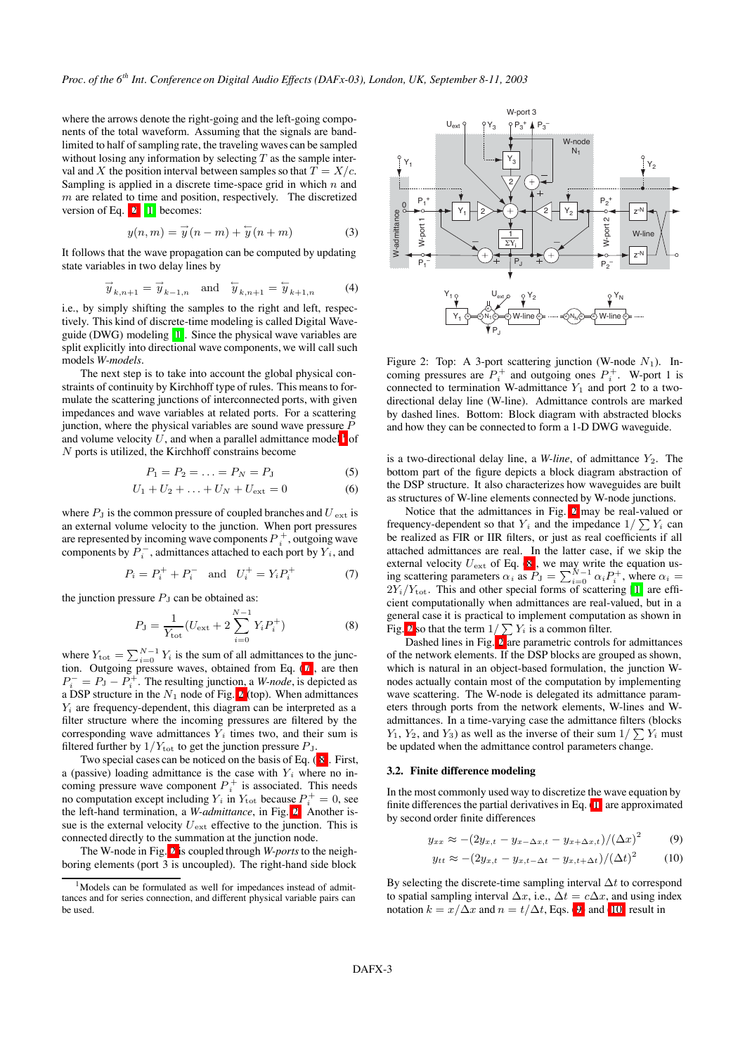where the arrows denote the right-going and the left-going components of the total waveform. Assuming that the signals are band-limited to half of sampling rate, the traveling waves can be sampled without losing any information by selecting $T$ as the sample interval and $X$ the position interval between samples so that $T = X/c$. Sampling is applied in a discrete time-space grid in which $n$ and $m$ are related to time and position, respectively. The discretized version of Eq. [2] [1] becomes:

$$y(n,m) = \overrightarrow{y}(n-m) + \overleftarrow{y}(n+m) \tag{3}$$

It follows that the wave propagation can be computed by updating state variables in two delay lines by

$$\overrightarrow{y}_{k,n+1} = \overrightarrow{y}_{k-1,n} \quad \text{and} \quad \overleftarrow{y}_{k,n+1} = \overleftarrow{y}_{k+1,n} \tag{4}$$

i.e., by simply shifting the samples to the right and left, respectively. This kind of discrete-time modeling is called Digital Waveguide (DWG) modeling [1]. Since the physical wave variables are split explicitly into directional wave components, we will call such models *W-models*.

The next step is to take into account the global physical constraints of continuity by Kirchhoff type of rules. This means to formulate the scattering junctions of interconnected ports, with given impedances and wave variables at related ports. For a scattering junction, where the physical variables are sound wave pressure $P$ and volume velocity $U$, and when a parallel admittance model[1] of $N$ ports is utilized, the Kirchhoff constrains become

$$P_1 = P_2 = \ldots = P_N = P_{\rm J} \tag{5}$$

$$U_1 + U_2 + \ldots + U_N + U_{\rm ext} = 0 \tag{6}$$

where $P_{\rm J}$ is the common pressure of coupled branches and $U_{\rm ext}$ is an external volume velocity to the junction. When port pressures are represented by incoming wave components $P_i^+$, outgoing wave components by $P_i^-$, admittances attached to each port by $Y_i$, and

$$P_i = P_i^+ + P_i^- \quad \text{and} \quad U_i^+ = Y_i P_i^+ \tag{7}$$

the junction pressure $P_{\rm J}$ can be obtained as:

$$P_{\rm J} = \frac{1}{Y_{\rm tot}}\left(U_{\rm ext} + 2\sum_{i=0}^{N-1} Y_i P_i^+\right) \tag{8}$$

where $Y_{\rm tot} = \sum_{i=0}^{N-1} Y_i$ is the sum of all admittances to the junction. Outgoing pressure waves, obtained from Eq. (7), are then $P_i^- = P_{\rm J} - P_i^+$. The resulting junction, a *W-node*, is depicted as a DSP structure in the $N_1$ node of Fig. 2 (top). When admittances $Y_i$ are frequency-dependent, this diagram can be interpreted as a filter structure where the incoming pressures are filtered by the corresponding admittances $Y_i$ times two, and their sum is filtered further by $1/Y_{\rm tot}$ to get the junction pressure $P_{\rm J}$.

Two special cases can be noticed on the basis of Eq. (8). First, a (passive) loading admittance is the case with $Y_i$ where no incoming pressure wave component $P_i^+$ is associated. This needs no computation except including $Y_i$ in $Y_{\rm tot}$ because $P_i^+ = 0$, see the left-hand termination, a *W-admittance*, in Fig. 2. Another issue is the external velocity $U_{\rm ext}$ effective to the junction. This is connected directly to the summation at the junction node.

The W-node in Fig. 2 is coupled through *W-ports* to the neighboring elements (port 3 is uncoupled). The right-hand side block is a two-directional delay line, a *W-line*, of admittance $Y_2$. The bottom part of the figure depicts a block diagram abstraction of the DSP structure. It also characterizes how waveguides are built as structures of W-line elements connected by W-node junctions.

Figure 2: Top: A 3-port scattering junction (W-node $N_1$). Incoming pressures are $P_i^+$ and outgoing ones $P_i^+$. W-port 1 is connected to termination W-admittance $Y_1$ and port 2 to a two-directional delay line (W-line). Admittance controls are marked by dashed lines. Bottom: Block diagram with abstracted blocks and how they can be connected to form a 1-D DWG waveguide.

Notice that the admittances in Fig. 2 may be real-valued or frequency-dependent so that $Y_i$ and the impedance $1/\sum Y_i$ can be realized as FIR or IIR filters, or just as real coefficients if all attached admittances are real. In the latter case, if we skip the external velocity $U_{\rm ext}$ of Eq. (8), we may write the equation using scattering parameters $\alpha_i$ as $P_{\rm J} = \sum_{i=0}^{N-1} \alpha_i P_i^+$, where $\alpha_i = 2Y_i/Y_{\rm tot}$. This and other special forms of scattering [1] are efficient computationally when admittances are real-valued, but in a general case it is practical to implement computation as shown in Fig. 2 so that the term $1/\sum Y_i$ is a common filter.

Dashed lines in Fig. 2 are parametric controls for admittances of the network elements. If the DSP blocks are grouped as shown, which is natural in an object-based formulation, the junction W-nodes actually contain most of the computation by implementing wave scattering. The W-node is delegated its admittance parameters through ports from the network elements, W-lines and W-admittances. In a time-varying case the admittance filters (blocks $Y_1$, $Y_2$, and $Y_3$) as well as the inverse of their sum $1/\sum Y_i$ must be updated when the admittance control parameters change.

### 3.2. Finite difference modeling

In the most commonly used way to discretize the wave equation by finite differences the partial derivatives in Eq. (1) are approximated by second order finite differences

$$y_{xx} \approx -(2y_{x,t} - y_{x-\Delta x,t} - y_{x+\Delta x,t})/(\Delta x)^2 \tag{9}$$

$$y_{tt} \approx -(2y_{x,t} - y_{x,t-\Delta t} - y_{x,t+\Delta t})/(\Delta t)^2 \tag{10}$$

By selecting the discrete-time sampling interval $\Delta t$ to correspond to spatial sampling interval $\Delta x$, i.e., $\Delta t = c\Delta x$, and using index notation $k = x/\Delta x$ and $n = t/\Delta t$, Eqs. (9) and (10) result in

[1] Models can be formulated as well for impedances instead of admittances and for series connection, and different physical variable pairs can be used.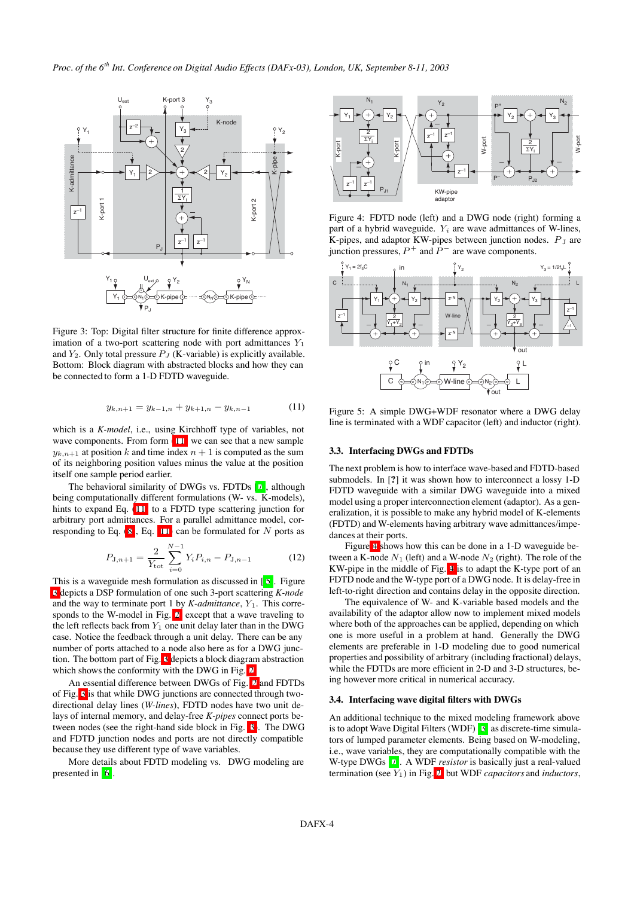Figure 3: Top: Digital filter structure for finite difference approximation of a two-port scattering node with port admittances $Y_1$ and $Y_2$. Only total pressure $P_J$ (K-variable) is explicitly available. Bottom: Block diagram with abstracted blocks and how they can be connected to form a 1-D FDTD waveguide.

$$y_{k,n+1} = y_{k-1,n} + y_{k+1,n} - y_{k,n-1} \tag{11}$$

which is a *K-model*, i.e., using Kirchhoff type of variables, not wave components. From form (11) we can see that a new sample $y_{k,n+1}$ at position $k$ and time index $n+1$ is computed as the sum of its neighboring position values minus the value at the position itself one sample period earlier.

The behavioral similarity of DWGs vs. FDTDs [7], although being computationally different formulations (W- vs. K-models), hints to expand Eq. (11) to a FDTD type scattering junction for arbitrary port admittances. For a parallel admittance model, corresponding to Eq. (8), Eq. (11) can be formulated for $N$ ports as

$$P_{\mathrm{J},n+1} = \frac{2}{Y_{\mathrm{tot}}} \sum_{i=0}^{N-1} Y_i P_{i,n} - P_{\mathrm{J},n-1} \tag{12}$$

This is a waveguide mesh formulation as discussed in [8]. Figure 3 depicts a DSP formulation of one such 3-port scattering *K-node* and the way to terminate port 1 by *K-admittance*, $Y_1$. This corresponds to the W-model in Fig. 2 except that a wave traveling to the left reflects back from $Y_1$ one unit delay later than in the DWG case. Notice the feedback through a unit delay. There can be any number of ports attached to a node also here as for a DWG junction. The bottom part of Fig. 3 depicts a block diagram abstraction which shows the conformity with the DWG in Fig. 2.

An essential difference between DWGs of Fig. 2 and FDTDs of Fig. 3 is that while DWG junctions are connected through two-directional delay lines (*W-lines*), FDTD nodes have two unit delays of internal memory, and delay-free *K-pipes* connect ports between nodes (see the right-hand side block in Fig. 3). The DWG and FDTD junction nodes and ports are not directly compatible because they use different type of wave variables.

More details about FDTD modeling vs. DWG modeling are presented in [6].

Figure 4: FDTD node (left) and a DWG node (right) forming a part of a hybrid waveguide. $Y_i$ are wave admittances of W-lines, K-pipes, and adaptor KW-pipes between junction nodes. $P_{\mathrm{J}}$ are junction pressures, $P^+$ and $P^-$ are wave components.

Figure 5: A simple DWG+WDF resonator where a DWG delay line is terminated with a WDF capacitor (left) and inductor (right).

### 3.3. Interfacing DWGs and FDTDs

The next problem is how to interface wave-based and FDTD-based submodels. In [?] it was shown how to interconnect a lossy 1-D FDTD waveguide with a similar DWG waveguide into a mixed model using a proper interconnection element (adaptor). As a generalization, it is possible to make any hybrid model of K-elements (FDTD) and W-elements having arbitrary wave admittances/impedances at their ports.

Figure 4 shows how this can be done in a 1-D waveguide between a K-node $N_1$ (left) and a W-node $N_2$ (right). The role of the KW-pipe in the middle of Fig. 4 is to adapt the K-type port of an FDTD node and the W-type port of a DWG node. It is delay-free in left-to-right direction and contains delay in the opposite direction.

The equivalence of W- and K-variable based models and the availability of the adaptor allow now to implement mixed models where both of the approaches can be applied, depending on which one is more useful in a problem at hand. Generally the DWG elements are preferable in 1-D modeling due to good numerical properties and possibility of arbitrary (including fractional) delays, while the FDTDs are more efficient in 2-D and 3-D structures, being however more critical in numerical accuracy.

### 3.4. Interfacing wave digital filters with DWGs

An additional technique to the mixed modeling framework above is to adopt Wave Digital Filters (WDF) [3] as discrete-time simulators of lumped parameter elements. Being based on W-modeling, i.e., wave variables, they are computationally compatible with the W-type DWGs [7]. A WDF *resistor* is basically just a real-valued termination (see $Y_1$) in Fig. 2 but WDF *capacitors* and *inductors*,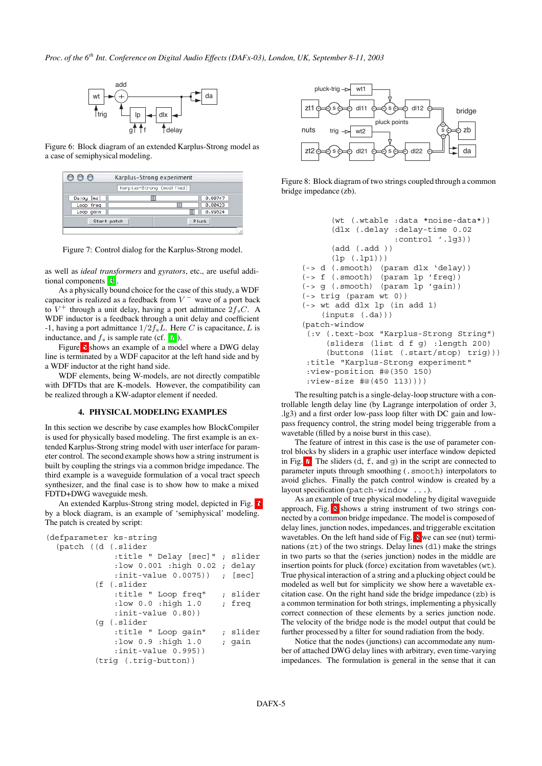Figure 6: Block diagram of an extended Karplus-Strong model as a case of semiphysical modeling.

Figure 7: Control dialog for the Karplus-Strong model.

as well as *ideal transformers* and *gyrators*, etc., are useful additional components [3].

As a physically bound choice for the case of this study, a WDF capacitor is realized as a feedback from $V^-$ wave of a port back to $V^+$ through a unit delay, having a port admittance $2f_sC$. A WDF inductor is a feedback through a unit delay and coefficient -1, having a port admittance $1/2f_sL$. Here $C$ is capacitance, $L$ is inductance, and $f_s$ is sample rate (cf. [7]).

Figure 5 shows an example of a model where a DWG delay line is terminated by a WDF capacitor at the left hand side and by a WDF inductor at the right hand side.

WDF elements, being W-models, are not directly compatible with DFTDs that are K-models. However, the compatibility can be realized through a KW-adaptor element if needed.

## 4. PHYSICAL MODELING EXAMPLES

In this section we describe by case examples how BlockCompiler is used for physically based modeling. The first example is an extended Karplus-Strong string model with user interface for parameter control. The second example shows how a string instrument is built by coupling the strings via a common bridge impedance. The third example is a waveguide formulation of a vocal tract speech synthesizer, and the final case is to show how to make a mixed FDTD+DWG waveguide mesh.

An extended Karplus-Strong string model, depicted in Fig. 6 by a block diagram, is an example of 'semiphysical' modeling. The patch is created by script:

```
(defparameter ks-string
  (patch ((d (.slider
              :title " Delay [sec]" ; slider
              :low 0.001 :high 0.02 ; delay
              :init-value 0.0075))  ; [sec]
          (f (.slider
              :title " Loop freq"   ; slider
              :low 0.0 :high 1.0    ; freq
              :init-value 0.80))
          (g (.slider
              :title " Loop gain"   ; slider
              :low 0.9 :high 1.0    ; gain
              :init-value 0.995))
          (trig (.trig-button))
          (wt (.wtable :data *noise-data*))
          (dlx (.delay :delay-time 0.02
                       :control '.lg3))
          (add (.add ))
          (lp (.lp1)))
    (-> d (.smooth) (param dlx 'delay))
    (-> f (.smooth) (param lp 'freq))
    (-> g (.smooth) (param lp 'gain))
    (-> trig (param wt 0))
    (-> wt add dlx lp (in add 1)
        (inputs (.da)))
    (patch-window
     (:v (.text-box "Karplus-Strong String")
         (sliders (list d f g) :length 200)
         (buttons (list (.start/stop) trig)))
     :title "Karplus-Strong experiment"
     :view-position #@(350 150)
     :view-size #@(450 113))))
```

The resulting patch is a single-delay-loop structure with a controllable length delay line (by Lagrange interpolation of order 3, .lg3) and a first order low-pass loop filter with DC gain and low-pass frequency control, the string model being triggerable from a wavetable (filled by a noise burst in this case).

The feature of interest in this case is the use of parameter control blocks by sliders in a graphic user interface window depicted in Fig. 7. The sliders (d, f, and g) in the script are connected to parameter inputs through smoothing (.smooth) interpolators to avoid gliches. Finally the patch control window is created by a layout specification (patch-window ...).

As an example of true physical modeling by digital waveguide approach, Fig. 8 shows a string instrument of two strings connected by a common bridge impedance. The model is composed of delay lines, junction nodes, impedances, and triggerable excitation wavetables. On the left hand side of Fig. 8 we can see (nut) terminations (zt) of the two strings. Delay lines (dl) make the strings in two parts so that the (series junction) nodes in the middle are insertion points for pluck (force) excitation from wavetables (wt). True physical interaction of a string and a plucking object could be modeled as well but for simplicity we show here a wavetable excitation case. On the right hand side the bridge impedance (zb) is a common termination for both strings, implementing a physically correct connection of these elements by a series junction node. The velocity of the bridge node is the model output that could be further processed by a filter for sound radiation from the body.

Notice that the nodes (junctions) can accommodate any number of attached DWG delay lines with arbitrary, even time-varying impedances. The formulation is general in the sense that it can

Figure 8: Block diagram of two strings coupled through a common bridge impedance (zb).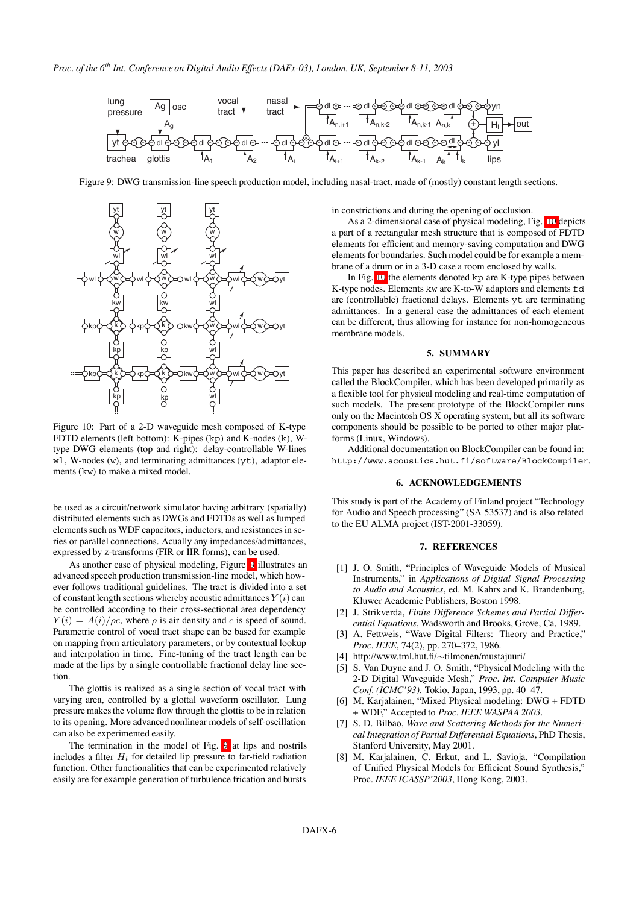Figure 9: DWG transmission-line speech production model, including nasal-tract, made of (mostly) constant length sections.

Figure 10: Part of a 2-D waveguide mesh composed of K-type FDTD elements (left bottom): K-pipes (kp) and K-nodes (k), W-type DWG elements (top and right): delay-controllable W-lines wl, W-nodes (w), and terminating admittances (yt), adaptor elements (kw) to make a mixed model.

be used as a circuit/network simulator having arbitrary (spatially) distributed elements such as DWGs and FDTDs as well as lumped elements such as WDF capacitors, inductors, and resistances in series or parallel connections. Acually any impedances/admittances, expressed by z-transforms (FIR or IIR forms), can be used.

As another case of physical modeling, Figure 9 illustrates an advanced speech production transmission-line model, which however follows traditional guidelines. The tract is divided into a set of constant length sections whereby acoustic admittances $Y(i)$ can be controlled according to their cross-sectional area dependency $Y(i) = A(i)/\rho c$, where $\rho$ is air density and $c$ is speed of sound. Parametric control of vocal tract shape can be based for example on mapping from articulatory parameters, or by contextual lookup and interpolation in time. Fine-tuning of the tract length can be made at the lips by a single controllable fractional delay line section.

The glottis is realized as a single section of vocal tract with varying area, controlled by a glottal waveform oscillator. Lung pressure makes the volume flow through the glottis to be in relation to its opening. More advanced nonlinear models of self-oscillation can also be experimented easily.

The termination in the model of Fig. 9 at lips and nostrils includes a filter $H_l$ for detailed lip pressure to far-field radiation function. Other functionalities that can be experimented relatively easily are for example generation of turbulence frication and bursts in constrictions and during the opening of occlusion.

As a 2-dimensional case of physical modeling, Fig. 10 depicts a part of a rectangular mesh structure that is composed of FDTD elements for efficient and memory-saving computation and DWG elements for boundaries. Such model could be for example a membrane of a drum or in a 3-D case a room enclosed by walls.

In Fig. 10 the elements denoted kp are K-type pipes between K-type nodes. Elements kw are K-to-W adaptors and elements fd are (controllable) fractional delays. Elements yt are terminating admittances. In a general case the admittances of each element can be different, thus allowing for instance for non-homogeneous membrane models.

## 5. SUMMARY

This paper has described an experimental software environment called the BlockCompiler, which has been developed primarily as a flexible tool for physical modeling and real-time computation of such models. The present prototype of the BlockCompiler runs only on the Macintosh OS X operating system, but all its software components should be possible to be ported to other major platforms (Linux, Windows).

Additional documentation on BlockCompiler can be found in: http://www.acoustics.hut.fi/software/BlockCompiler.

## 6. ACKNOWLEDGEMENTS

This study is part of the Academy of Finland project "Technology for Audio and Speech processing" (SA 53537) and is also related to the EU ALMA project (IST-2001-33059).

## 7. REFERENCES

[1] J. O. Smith, "Principles of Waveguide Models of Musical Instruments," in *Applications of Digital Signal Processing to Audio and Acoustics*, ed. M. Kahrs and K. Brandenburg, Kluwer Academic Publishers, Boston 1998.

[2] J. Strikverda, *Finite Difference Schemes and Partial Differential Equations*, Wadsworth and Brooks, Grove, Ca, 1989.

[3] A. Fettweis, "Wave Digital Filters: Theory and Practice," *Proc. IEEE*, 74(2), pp. 270–372, 1986.

[4] http://www.tml.hut.fi/∼tilmonen/mustajuuri/

[5] S. Van Duyne and J. O. Smith, "Physical Modeling with the 2-D Digital Waveguide Mesh," *Proc. Int. Computer Music Conf. (ICMC'93)*. Tokio, Japan, 1993, pp. 40–47.

[6] M. Karjalainen, "Mixed Physical modeling: DWG + FDTD + WDF," Accepted to *Proc. IEEE WASPAA 2003*.

[7] S. D. Bilbao, *Wave and Scattering Methods for the Numerical Integration of Partial Differential Equations*, PhD Thesis, Stanford University, May 2001.

[8] M. Karjalainen, C. Erkut, and L. Savioja, "Compilation of Unified Physical Models for Efficient Sound Synthesis," Proc. *IEEE ICASSP'2003*, Hong Kong, 2003.